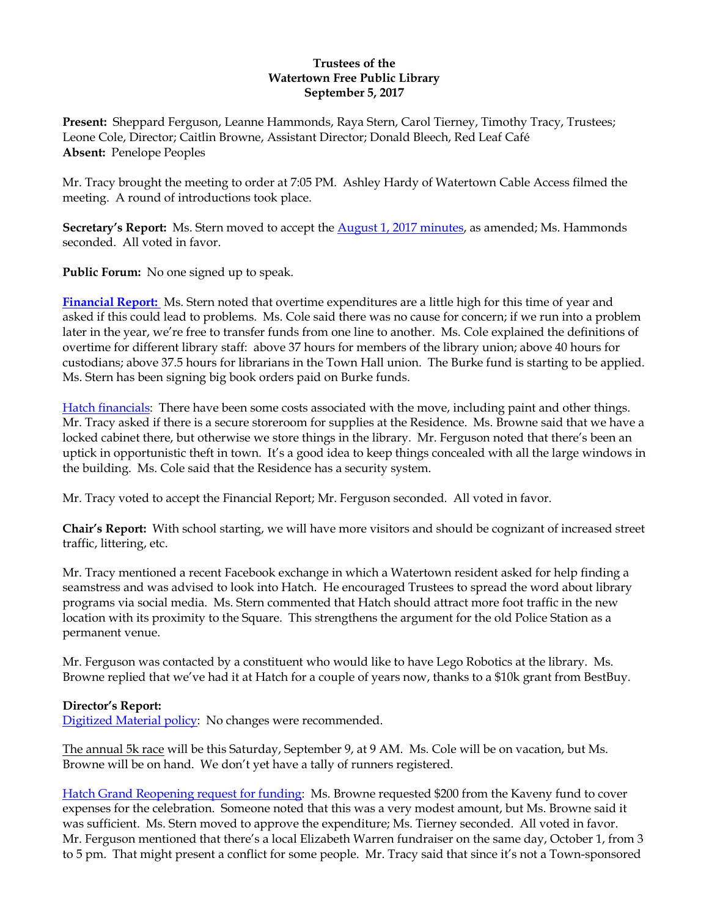**Trustees of the**
**Watertown Free Public Library**
**September 5, 2017**

**Present:** Sheppard Ferguson, Leanne Hammonds, Raya Stern, Carol Tierney, Timothy Tracy, Trustees; Leone Cole, Director; Caitlin Browne, Assistant Director; Donald Bleech, Red Leaf Café
**Absent:** Penelope Peoples

Mr. Tracy brought the meeting to order at 7:05 PM. Ashley Hardy of Watertown Cable Access filmed the meeting. A round of introductions took place.

**Secretary's Report:** Ms. Stern moved to accept the August 1, 2017 minutes, as amended; Ms. Hammonds seconded. All voted in favor.

**Public Forum:** No one signed up to speak.

**Financial Report:** Ms. Stern noted that overtime expenditures are a little high for this time of year and asked if this could lead to problems. Ms. Cole said there was no cause for concern; if we run into a problem later in the year, we're free to transfer funds from one line to another. Ms. Cole explained the definitions of overtime for different library staff: above 37 hours for members of the library union; above 40 hours for custodians; above 37.5 hours for librarians in the Town Hall union. The Burke fund is starting to be applied. Ms. Stern has been signing big book orders paid on Burke funds.

Hatch financials: There have been some costs associated with the move, including paint and other things. Mr. Tracy asked if there is a secure storeroom for supplies at the Residence. Ms. Browne said that we have a locked cabinet there, but otherwise we store things in the library. Mr. Ferguson noted that there's been an uptick in opportunistic theft in town. It's a good idea to keep things concealed with all the large windows in the building. Ms. Cole said that the Residence has a security system.

Mr. Tracy voted to accept the Financial Report; Mr. Ferguson seconded. All voted in favor.

**Chair's Report:** With school starting, we will have more visitors and should be cognizant of increased street traffic, littering, etc.

Mr. Tracy mentioned a recent Facebook exchange in which a Watertown resident asked for help finding a seamstress and was advised to look into Hatch. He encouraged Trustees to spread the word about library programs via social media. Ms. Stern commented that Hatch should attract more foot traffic in the new location with its proximity to the Square. This strengthens the argument for the old Police Station as a permanent venue.

Mr. Ferguson was contacted by a constituent who would like to have Lego Robotics at the library. Ms. Browne replied that we've had it at Hatch for a couple of years now, thanks to a $10k grant from BestBuy.

**Director's Report:**
Digitized Material policy: No changes were recommended.

The annual 5k race will be this Saturday, September 9, at 9 AM. Ms. Cole will be on vacation, but Ms. Browne will be on hand. We don't yet have a tally of runners registered.

Hatch Grand Reopening request for funding: Ms. Browne requested $200 from the Kaveny fund to cover expenses for the celebration. Someone noted that this was a very modest amount, but Ms. Browne said it was sufficient. Ms. Stern moved to approve the expenditure; Ms. Tierney seconded. All voted in favor. Mr. Ferguson mentioned that there's a local Elizabeth Warren fundraiser on the same day, October 1, from 3 to 5 pm. That might present a conflict for some people. Mr. Tracy said that since it's not a Town-sponsored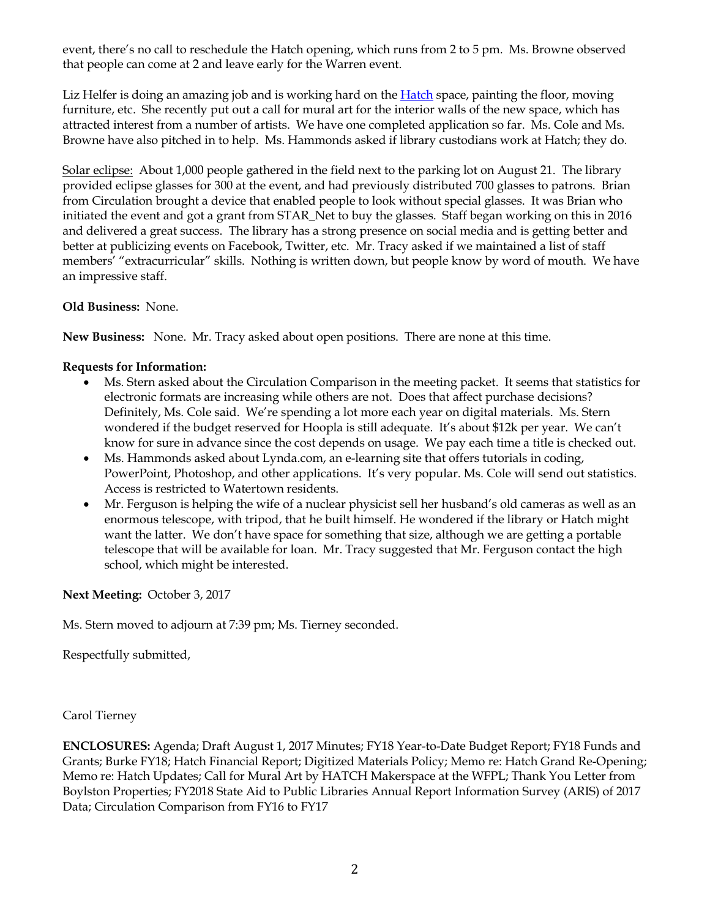event, there's no call to reschedule the Hatch opening, which runs from 2 to 5 pm. Ms. Browne observed that people can come at 2 and leave early for the Warren event.

Liz Helfer is doing an amazing job and is working hard on the Hatch space, painting the floor, moving furniture, etc. She recently put out a call for mural art for the interior walls of the new space, which has attracted interest from a number of artists. We have one completed application so far. Ms. Cole and Ms. Browne have also pitched in to help. Ms. Hammonds asked if library custodians work at Hatch; they do.

Solar eclipse: About 1,000 people gathered in the field next to the parking lot on August 21. The library provided eclipse glasses for 300 at the event, and had previously distributed 700 glasses to patrons. Brian from Circulation brought a device that enabled people to look without special glasses. It was Brian who initiated the event and got a grant from STAR_Net to buy the glasses. Staff began working on this in 2016 and delivered a great success. The library has a strong presence on social media and is getting better and better at publicizing events on Facebook, Twitter, etc. Mr. Tracy asked if we maintained a list of staff members' "extracurricular" skills. Nothing is written down, but people know by word of mouth. We have an impressive staff.

**Old Business:** None.

**New Business:** None. Mr. Tracy asked about open positions. There are none at this time.

**Requests for Information:**

- Ms. Stern asked about the Circulation Comparison in the meeting packet. It seems that statistics for electronic formats are increasing while others are not. Does that affect purchase decisions? Definitely, Ms. Cole said. We're spending a lot more each year on digital materials. Ms. Stern wondered if the budget reserved for Hoopla is still adequate. It's about $12k per year. We can't know for sure in advance since the cost depends on usage. We pay each time a title is checked out.
- Ms. Hammonds asked about Lynda.com, an e-learning site that offers tutorials in coding, PowerPoint, Photoshop, and other applications. It's very popular. Ms. Cole will send out statistics. Access is restricted to Watertown residents.
- Mr. Ferguson is helping the wife of a nuclear physicist sell her husband's old cameras as well as an enormous telescope, with tripod, that he built himself. He wondered if the library or Hatch might want the latter. We don't have space for something that size, although we are getting a portable telescope that will be available for loan. Mr. Tracy suggested that Mr. Ferguson contact the high school, which might be interested.

**Next Meeting:** October 3, 2017

Ms. Stern moved to adjourn at 7:39 pm; Ms. Tierney seconded.

Respectfully submitted,

Carol Tierney

**ENCLOSURES:** Agenda; Draft August 1, 2017 Minutes; FY18 Year-to-Date Budget Report; FY18 Funds and Grants; Burke FY18; Hatch Financial Report; Digitized Materials Policy; Memo re: Hatch Grand Re-Opening; Memo re: Hatch Updates; Call for Mural Art by HATCH Makerspace at the WFPL; Thank You Letter from Boylston Properties; FY2018 State Aid to Public Libraries Annual Report Information Survey (ARIS) of 2017 Data; Circulation Comparison from FY16 to FY17